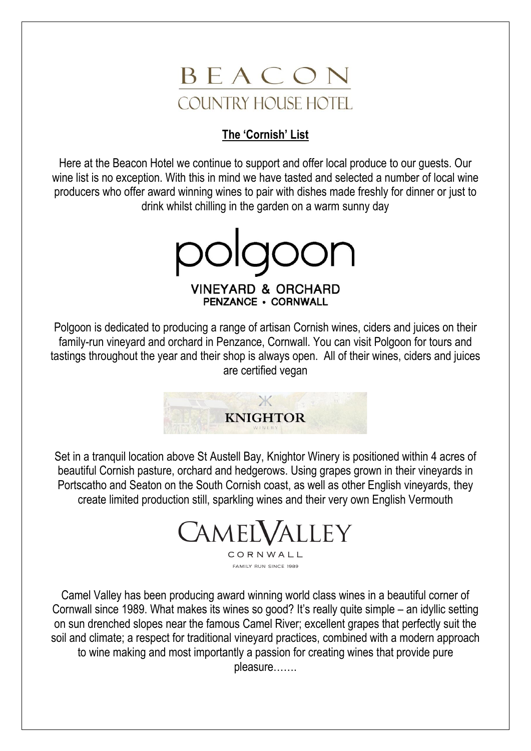# BEACON
## COUNTRY HOUSE HOTEL

**The 'Cornish' List**

Here at the Beacon Hotel we continue to support and offer local produce to our guests. Our wine list is no exception. With this in mind we have tasted and selected a number of local wine producers who offer award winning wines to pair with dishes made freshly for dinner or just to drink whilst chilling in the garden on a warm sunny day

## polgoon
VINEYARD & ORCHARD
PENZANCE • CORNWALL

Polgoon is dedicated to producing a range of artisan Cornish wines, ciders and juices on their family-run vineyard and orchard in Penzance, Cornwall. You can visit Polgoon for tours and tastings throughout the year and their shop is always open. All of their wines, ciders and juices are certified vegan

## KNIGHTOR
WINERY

Set in a tranquil location above St Austell Bay, Knightor Winery is positioned within 4 acres of beautiful Cornish pasture, orchard and hedgerows. Using grapes grown in their vineyards in Portscatho and Seaton on the South Cornish coast, as well as other English vineyards, they create limited production still, sparkling wines and their very own English Vermouth

## CAMEL VALLEY
CORNWALL
FAMILY RUN SINCE 1989

Camel Valley has been producing award winning world class wines in a beautiful corner of Cornwall since 1989. What makes its wines so good? It's really quite simple – an idyllic setting on sun drenched slopes near the famous Camel River; excellent grapes that perfectly suit the soil and climate; a respect for traditional vineyard practices, combined with a modern approach to wine making and most importantly a passion for creating wines that provide pure pleasure…….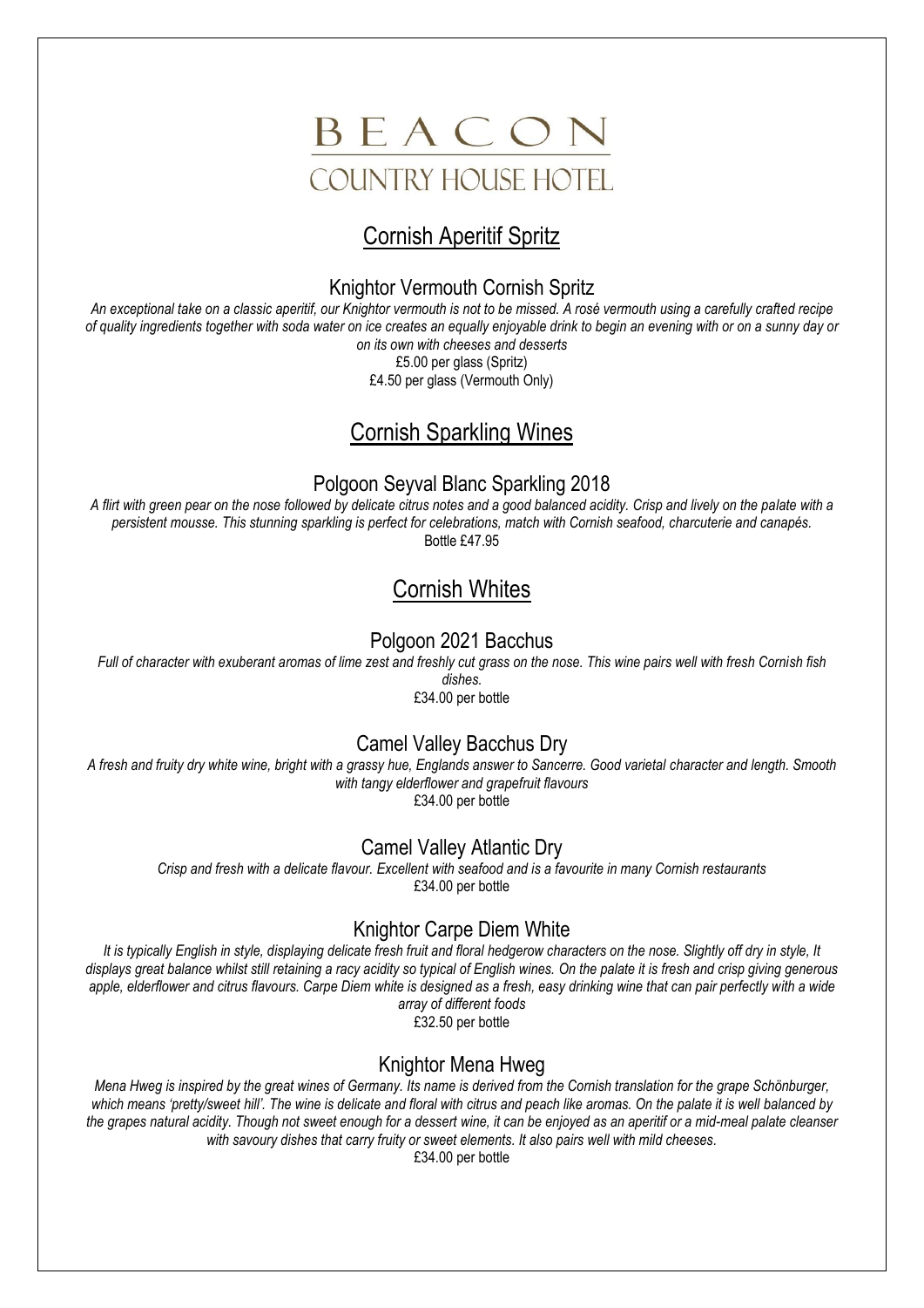# BEACON
## COUNTRY HOUSE HOTEL

## Cornish Aperitif Spritz

### Knightor Vermouth Cornish Spritz

*An exceptional take on a classic aperitif, our Knightor vermouth is not to be missed. A rosé vermouth using a carefully crafted recipe of quality ingredients together with soda water on ice creates an equally enjoyable drink to begin an evening with or on a sunny day or on its own with cheeses and desserts*

£5.00 per glass (Spritz)

£4.50 per glass (Vermouth Only)

## Cornish Sparkling Wines

### Polgoon Seyval Blanc Sparkling 2018

*A flirt with green pear on the nose followed by delicate citrus notes and a good balanced acidity. Crisp and lively on the palate with a persistent mousse. This stunning sparkling is perfect for celebrations, match with Cornish seafood, charcuterie and canapés.*

Bottle £47.95

## Cornish Whites

### Polgoon 2021 Bacchus

*Full of character with exuberant aromas of lime zest and freshly cut grass on the nose. This wine pairs well with fresh Cornish fish dishes.*

£34.00 per bottle

### Camel Valley Bacchus Dry

*A fresh and fruity dry white wine, bright with a grassy hue, Englands answer to Sancerre. Good varietal character and length. Smooth with tangy elderflower and grapefruit flavours*

£34.00 per bottle

### Camel Valley Atlantic Dry

*Crisp and fresh with a delicate flavour. Excellent with seafood and is a favourite in many Cornish restaurants*

£34.00 per bottle

### Knightor Carpe Diem White

*It is typically English in style, displaying delicate fresh fruit and floral hedgerow characters on the nose. Slightly off dry in style, It displays great balance whilst still retaining a racy acidity so typical of English wines. On the palate it is fresh and crisp giving generous apple, elderflower and citrus flavours. Carpe Diem white is designed as a fresh, easy drinking wine that can pair perfectly with a wide array of different foods*

£32.50 per bottle

### Knightor Mena Hweg

*Mena Hweg is inspired by the great wines of Germany. Its name is derived from the Cornish translation for the grape Schönburger, which means 'pretty/sweet hill'. The wine is delicate and floral with citrus and peach like aromas. On the palate it is well balanced by the grapes natural acidity. Though not sweet enough for a dessert wine, it can be enjoyed as an aperitif or a mid-meal palate cleanser with savoury dishes that carry fruity or sweet elements. It also pairs well with mild cheeses.*

£34.00 per bottle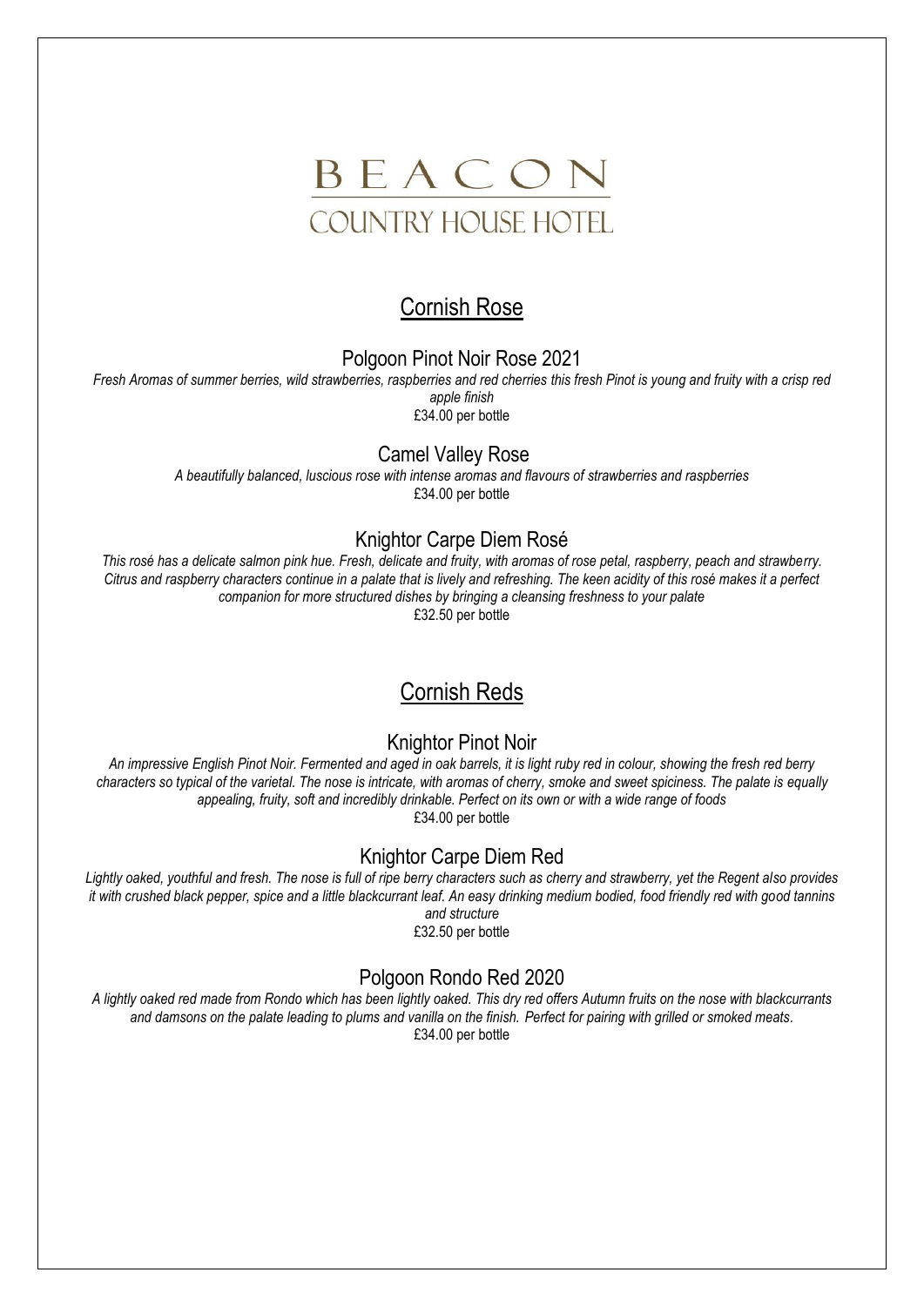# BEACON
## COUNTRY HOUSE HOTEL

## Cornish Rose

### Polgoon Pinot Noir Rose 2021

*Fresh Aromas of summer berries, wild strawberries, raspberries and red cherries this fresh Pinot is young and fruity with a crisp red apple finish*

£34.00 per bottle

### Camel Valley Rose

*A beautifully balanced, luscious rose with intense aromas and flavours of strawberries and raspberries*

£34.00 per bottle

### Knightor Carpe Diem Rosé

*This rosé has a delicate salmon pink hue. Fresh, delicate and fruity, with aromas of rose petal, raspberry, peach and strawberry. Citrus and raspberry characters continue in a palate that is lively and refreshing. The keen acidity of this rosé makes it a perfect companion for more structured dishes by bringing a cleansing freshness to your palate*

£32.50 per bottle

## Cornish Reds

### Knightor Pinot Noir

*An impressive English Pinot Noir. Fermented and aged in oak barrels, it is light ruby red in colour, showing the fresh red berry characters so typical of the varietal. The nose is intricate, with aromas of cherry, smoke and sweet spiciness. The palate is equally appealing, fruity, soft and incredibly drinkable. Perfect on its own or with a wide range of foods*

£34.00 per bottle

### Knightor Carpe Diem Red

*Lightly oaked, youthful and fresh. The nose is full of ripe berry characters such as cherry and strawberry, yet the Regent also provides it with crushed black pepper, spice and a little blackcurrant leaf. An easy drinking medium bodied, food friendly red with good tannins and structure*

£32.50 per bottle

### Polgoon Rondo Red 2020

*A lightly oaked red made from Rondo which has been lightly oaked. This dry red offers Autumn fruits on the nose with blackcurrants and damsons on the palate leading to plums and vanilla on the finish. Perfect for pairing with grilled or smoked meats.*

£34.00 per bottle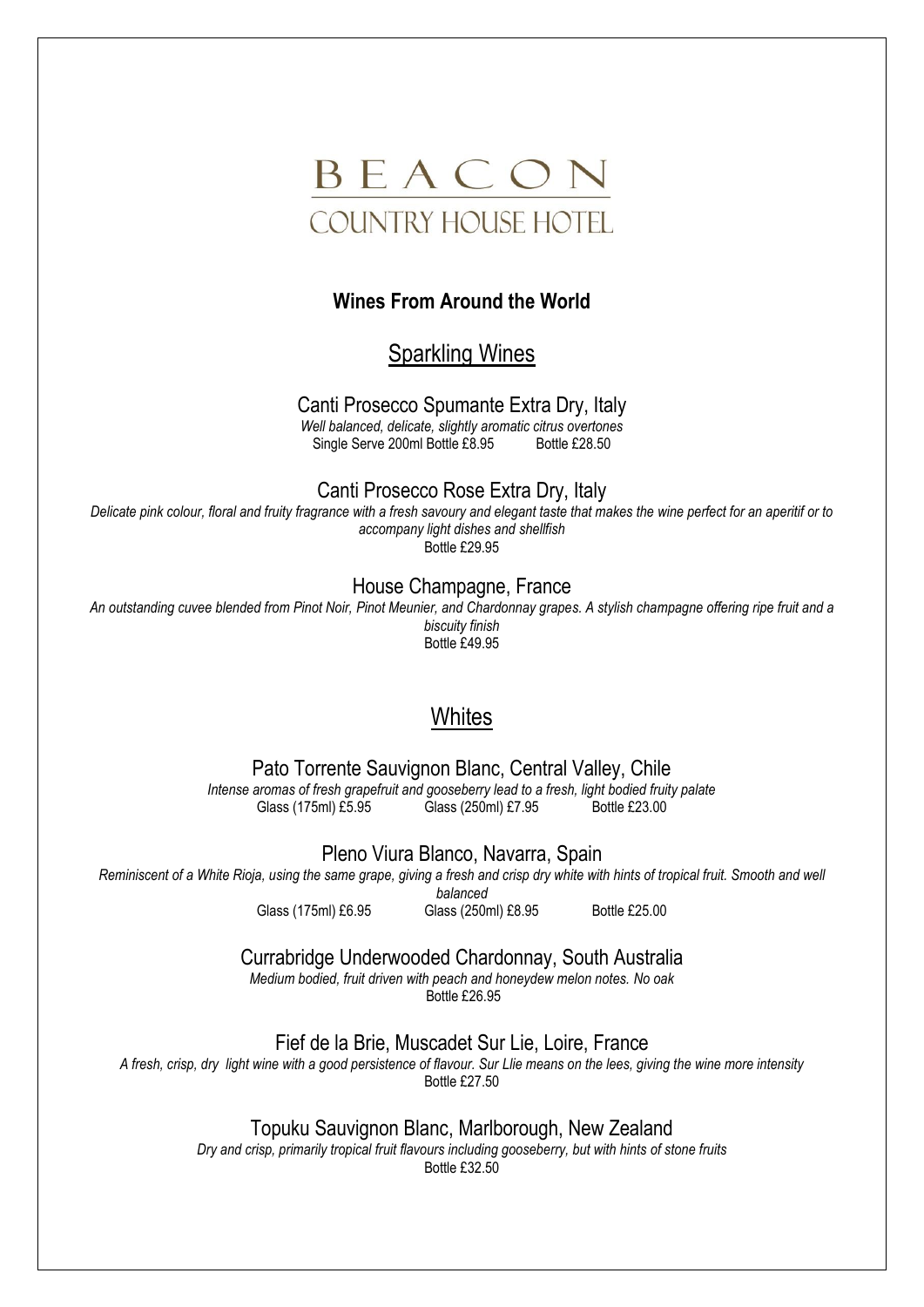# BEACON

## COUNTRY HOUSE HOTEL

### Wines From Around the World

## Sparkling Wines

### Canti Prosecco Spumante Extra Dry, Italy

*Well balanced, delicate, slightly aromatic citrus overtones*

Single Serve 200ml Bottle £8.95    Bottle £28.50

### Canti Prosecco Rose Extra Dry, Italy

*Delicate pink colour, floral and fruity fragrance with a fresh savoury and elegant taste that makes the wine perfect for an aperitif or to accompany light dishes and shellfish*

Bottle £29.95

### House Champagne, France

*An outstanding cuvee blended from Pinot Noir, Pinot Meunier, and Chardonnay grapes. A stylish champagne offering ripe fruit and a biscuity finish*

Bottle £49.95

## Whites

### Pato Torrente Sauvignon Blanc, Central Valley, Chile

*Intense aromas of fresh grapefruit and gooseberry lead to a fresh, light bodied fruity palate*

Glass (175ml) £5.95    Glass (250ml) £7.95    Bottle £23.00

### Pleno Viura Blanco, Navarra, Spain

*Reminiscent of a White Rioja, using the same grape, giving a fresh and crisp dry white with hints of tropical fruit. Smooth and well balanced*

Glass (175ml) £6.95    Glass (250ml) £8.95    Bottle £25.00

### Currabridge Underwooded Chardonnay, South Australia

*Medium bodied, fruit driven with peach and honeydew melon notes. No oak*

Bottle £26.95

### Fief de la Brie, Muscadet Sur Lie, Loire, France

*A fresh, crisp, dry light wine with a good persistence of flavour. Sur Llie means on the lees, giving the wine more intensity*

Bottle £27.50

### Topuku Sauvignon Blanc, Marlborough, New Zealand

*Dry and crisp, primarily tropical fruit flavours including gooseberry, but with hints of stone fruits*

Bottle £32.50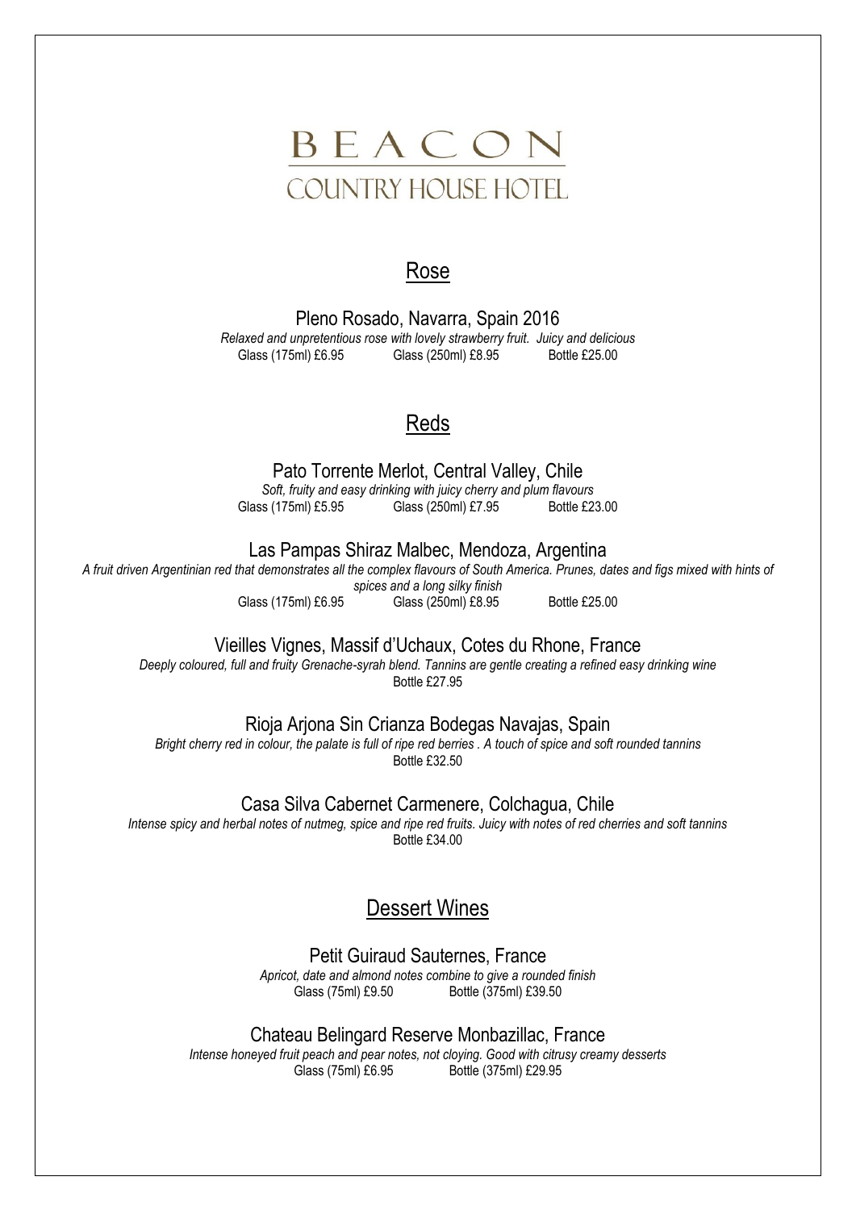# BEACON
## COUNTRY HOUSE HOTEL

## Rose

### Pleno Rosado, Navarra, Spain 2016

*Relaxed and unpretentious rose with lovely strawberry fruit. Juicy and delicious*

Glass (175ml) £6.95 Glass (250ml) £8.95 Bottle £25.00

## Reds

### Pato Torrente Merlot, Central Valley, Chile

*Soft, fruity and easy drinking with juicy cherry and plum flavours*

Glass (175ml) £5.95 Glass (250ml) £7.95 Bottle £23.00

### Las Pampas Shiraz Malbec, Mendoza, Argentina

*A fruit driven Argentinian red that demonstrates all the complex flavours of South America. Prunes, dates and figs mixed with hints of spices and a long silky finish*

Glass (175ml) £6.95 Glass (250ml) £8.95 Bottle £25.00

### Vieilles Vignes, Massif d'Uchaux, Cotes du Rhone, France

*Deeply coloured, full and fruity Grenache-syrah blend. Tannins are gentle creating a refined easy drinking wine*

Bottle £27.95

### Rioja Arjona Sin Crianza Bodegas Navajas, Spain

*Bright cherry red in colour, the palate is full of ripe red berries . A touch of spice and soft rounded tannins*

Bottle £32.50

### Casa Silva Cabernet Carmenere, Colchagua, Chile

*Intense spicy and herbal notes of nutmeg, spice and ripe red fruits. Juicy with notes of red cherries and soft tannins*

Bottle £34.00

## Dessert Wines

### Petit Guiraud Sauternes, France

*Apricot, date and almond notes combine to give a rounded finish*

Glass (75ml) £9.50 Bottle (375ml) £39.50

### Chateau Belingard Reserve Monbazillac, France

*Intense honeyed fruit peach and pear notes, not cloying. Good with citrusy creamy desserts*

Glass (75ml) £6.95 Bottle (375ml) £29.95